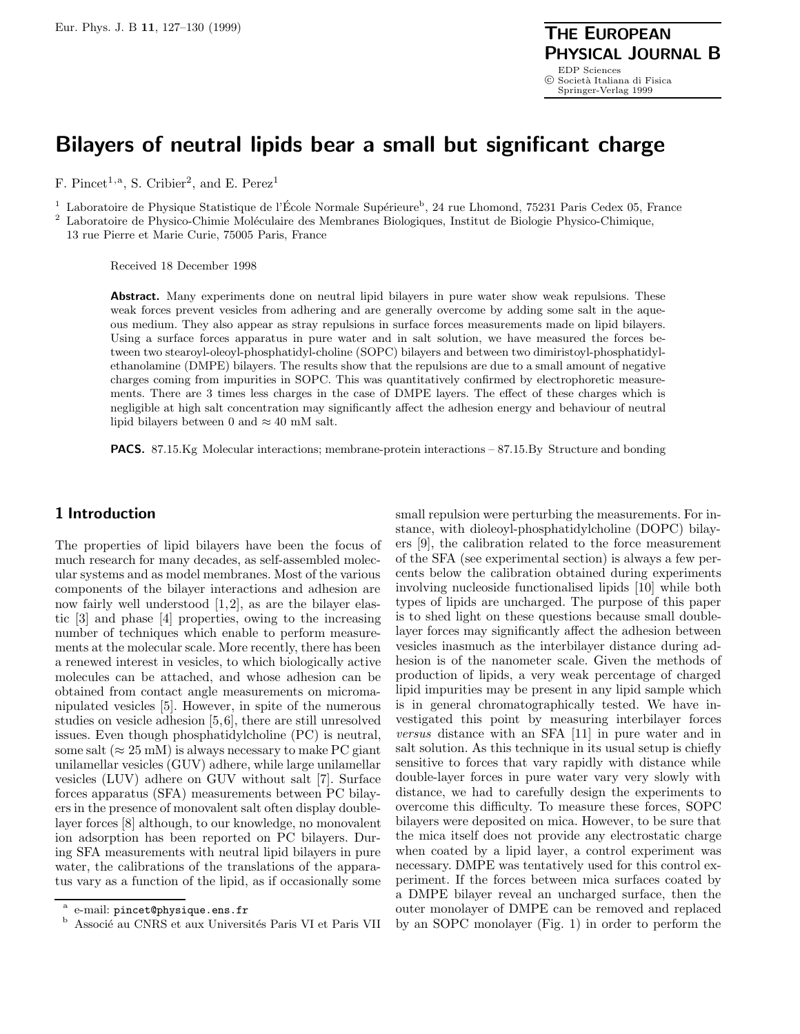# Bilayers of neutral lipids bear a small but significant charge

F. Pincet[1,a], S. Cribier[2], and E. Perez[1]

[1] Laboratoire de Physique Statistique de l'École Normale Supérieure[b], 24 rue Lhomond, 75231 Paris Cedex 05, France

[2] Laboratoire de Physico-Chimie Moléculaire des Membranes Biologiques, Institut de Biologie Physico-Chimique, 13 rue Pierre et Marie Curie, 75005 Paris, France

Received 18 December 1998

**Abstract.** Many experiments done on neutral lipid bilayers in pure water show weak repulsions. These weak forces prevent vesicles from adhering and are generally overcome by adding some salt in the aqueous medium. They also appear as stray repulsions in surface forces measurements made on lipid bilayers. Using a surface forces apparatus in pure water and in salt solution, we have measured the forces between two stearoyl-oleoyl-phosphatidyl-choline (SOPC) bilayers and between two dimiristoyl-phosphatidyl-ethanolamine (DMPE) bilayers. The results show that the repulsions are due to a small amount of negative charges coming from impurities in SOPC. This was quantitatively confirmed by electrophoretic measurements. There are 3 times less charges in the case of DMPE layers. The effect of these charges which is negligible at high salt concentration may significantly affect the adhesion energy and behaviour of neutral lipid bilayers between 0 and ≈ 40 mM salt.

**PACS.** 87.15.Kg Molecular interactions; membrane-protein interactions – 87.15.By Structure and bonding

## 1 Introduction

The properties of lipid bilayers have been the focus of much research for many decades, as self-assembled molecular systems and as model membranes. Most of the various components of the bilayer interactions and adhesion are now fairly well understood [1,2], as are the bilayer elastic [3] and phase [4] properties, owing to the increasing number of techniques which enable to perform measurements at the molecular scale. More recently, there has been a renewed interest in vesicles, to which biologically active molecules can be attached, and whose adhesion can be obtained from contact angle measurements on micromanipulated vesicles [5]. However, in spite of the numerous studies on vesicle adhesion [5,6], there are still unresolved issues. Even though phosphatidylcholine (PC) is neutral, some salt (≈ 25 mM) is always necessary to make PC giant unilamellar vesicles (GUV) adhere, while large unilamellar vesicles (LUV) adhere on GUV without salt [7]. Surface forces apparatus (SFA) measurements between PC bilayers in the presence of monovalent salt often display double-layer forces [8] although, to our knowledge, no monovalent ion adsorption has been reported on PC bilayers. During SFA measurements with neutral lipid bilayers in pure water, the calibrations of the translations of the apparatus vary as a function of the lipid, as if occasionally some small repulsion were perturbing the measurements. For instance, with dioleoyl-phosphatidylcholine (DOPC) bilayers [9], the calibration related to the force measurement of the SFA (see experimental section) is always a few percents below the calibration obtained during experiments involving nucleoside functionalised lipids [10] while both types of lipids are uncharged. The purpose of this paper is to shed light on these questions because small double-layer forces may significantly affect the adhesion between vesicles inasmuch as the interbilayer distance during adhesion is of the nanometer scale. Given the methods of production of lipids, a very weak percentage of charged lipid impurities may be present in any lipid sample which is in general chromatographically tested. We have investigated this point by measuring interbilayer forces *versus* distance with an SFA [11] in pure water and in salt solution. As this technique in its usual setup is chiefly sensitive to forces that vary rapidly with distance while double-layer forces in pure water vary very slowly with distance, we had to carefully design the experiments to overcome this difficulty. To measure these forces, SOPC bilayers were deposited on mica. However, to be sure that the mica itself does not provide any electrostatic charge when coated by a lipid layer, a control experiment was necessary. DMPE was tentatively used for this control experiment. If the forces between mica surfaces coated by a DMPE bilayer reveal an uncharged surface, then the outer monolayer of DMPE can be removed and replaced by an SOPC monolayer (Fig. 1) in order to perform the

[a] e-mail: pincet@physique.ens.fr

[b] Associé au CNRS et aux Universités Paris VI et Paris VII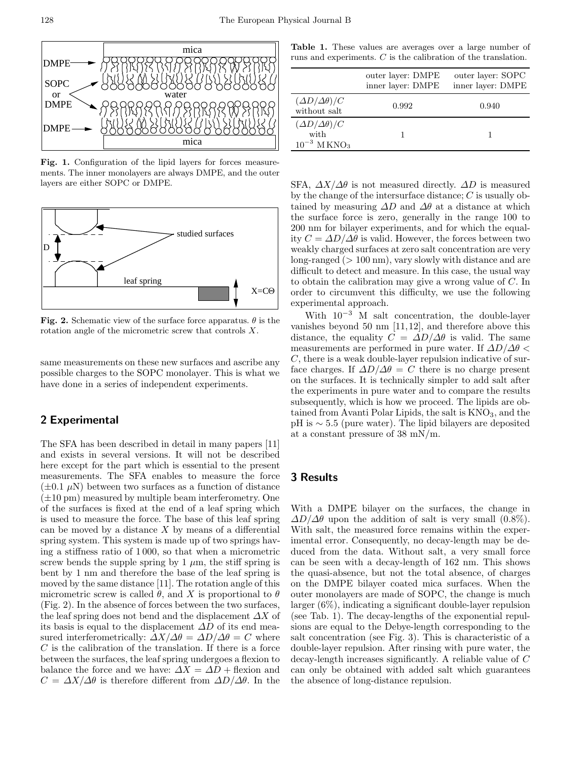Fig. 1. Configuration of the lipid layers for forces measurements. The inner monolayers are always DMPE, and the outer layers are either SOPC or DMPE.

Fig. 2. Schematic view of the surface force apparatus. $\theta$ is the rotation angle of the micrometric screw that controls $X$.

same measurements on these new surfaces and ascribe any possible charges to the SOPC monolayer. This is what we have done in a series of independent experiments.

## 2 Experimental

The SFA has been described in detail in many papers [11] and exists in several versions. It will not be described here except for the part which is essential to the present measurements. The SFA enables to measure the force ($\pm 0.1$ $\mu$N) between two surfaces as a function of distance ($\pm 10$ pm) measured by multiple beam interferometry. One of the surfaces is fixed at the end of a leaf spring which is used to measure the force. The base of this leaf spring can be moved by a distance $X$ by means of a differential spring system. This system is made up of two springs having a stiffness ratio of 1 000, so that when a micrometric screw bends the supple spring by 1 $\mu$m, the stiff spring is bent by 1 nm and therefore the base of the leaf spring is moved by the same distance [11]. The rotation angle of this micrometric screw is called $\theta$, and $X$ is proportional to $\theta$ (Fig. 2). In the absence of forces between the two surfaces, the leaf spring does not bend and the displacement $\Delta X$ of its basis is equal to the displacement $\Delta D$ of its end measured interferometrically: $\Delta X/\Delta\theta = \Delta D/\Delta\theta = C$ where $C$ is the calibration of the translation. If there is a force between the surfaces, the leaf spring undergoes a flexion to balance the force and we have: $\Delta X = \Delta D$ + flexion and $C = \Delta X/\Delta\theta$ is therefore different from $\Delta D/\Delta\theta$. In the SFA, $\Delta X/\Delta\theta$ is not measured directly. $\Delta D$ is measured by the change of the intersurface distance; $C$ is usually obtained by measuring $\Delta D$ and $\Delta\theta$ at a distance at which the surface force is zero, generally in the range 100 to 200 nm for bilayer experiments, and for which the equality $C = \Delta D/\Delta\theta$ is valid. However, the forces between two weakly charged surfaces at zero salt concentration are very long-ranged ($> 100$ nm), vary slowly with distance and are difficult to detect and measure. In this case, the usual way to obtain the calibration may give a wrong value of $C$. In order to circumvent this difficulty, we use the following experimental approach.

Table 1. These values are averages over a large number of runs and experiments. $C$ is the calibration of the translation.

| | outer layer: DMPE inner layer: DMPE | outer layer: SOPC inner layer: DMPE |
|---|---|---|
| $(\Delta D/\Delta\theta)/C$ without salt | 0.992 | 0.940 |
| $(\Delta D/\Delta\theta)/C$ with $10^{-3}$ M $KNO_3$ | 1 | 1 |

With $10^{-3}$ M salt concentration, the double-layer vanishes beyond 50 nm [11,12], and therefore above this distance, the equality $C = \Delta D/\Delta\theta$ is valid. The same measurements are performed in pure water. If $\Delta D/\Delta\theta < C$, there is a weak double-layer repulsion indicative of surface charges. If $\Delta D/\Delta\theta = C$ there is no charge present on the surfaces. It is technically simpler to add salt after the experiments in pure water and to compare the results subsequently, which is how we proceed. The lipids are obtained from Avanti Polar Lipids, the salt is $KNO_3$, and the pH is $\sim 5.5$ (pure water). The lipid bilayers are deposited at a constant pressure of 38 mN/m.

## 3 Results

With a DMPE bilayer on the surfaces, the change in $\Delta D/\Delta\theta$ upon the addition of salt is very small (0.8%). With salt, the measured force remains within the experimental error. Consequently, no decay-length may be deduced from the data. Without salt, a very small force can be seen with a decay-length of 162 nm. This shows the quasi-absence, but not the total absence, of charges on the DMPE bilayer coated mica surfaces. When the outer monolayers are made of SOPC, the change is much larger (6%), indicating a significant double-layer repulsion (see Tab. 1). The decay-lengths of the exponential repulsions are equal to the Debye-length corresponding to the salt concentration (see Fig. 3). This is characteristic of a double-layer repulsion. After rinsing with pure water, the decay-length increases significantly. A reliable value of $C$ can only be obtained with added salt which guarantees the absence of long-distance repulsion.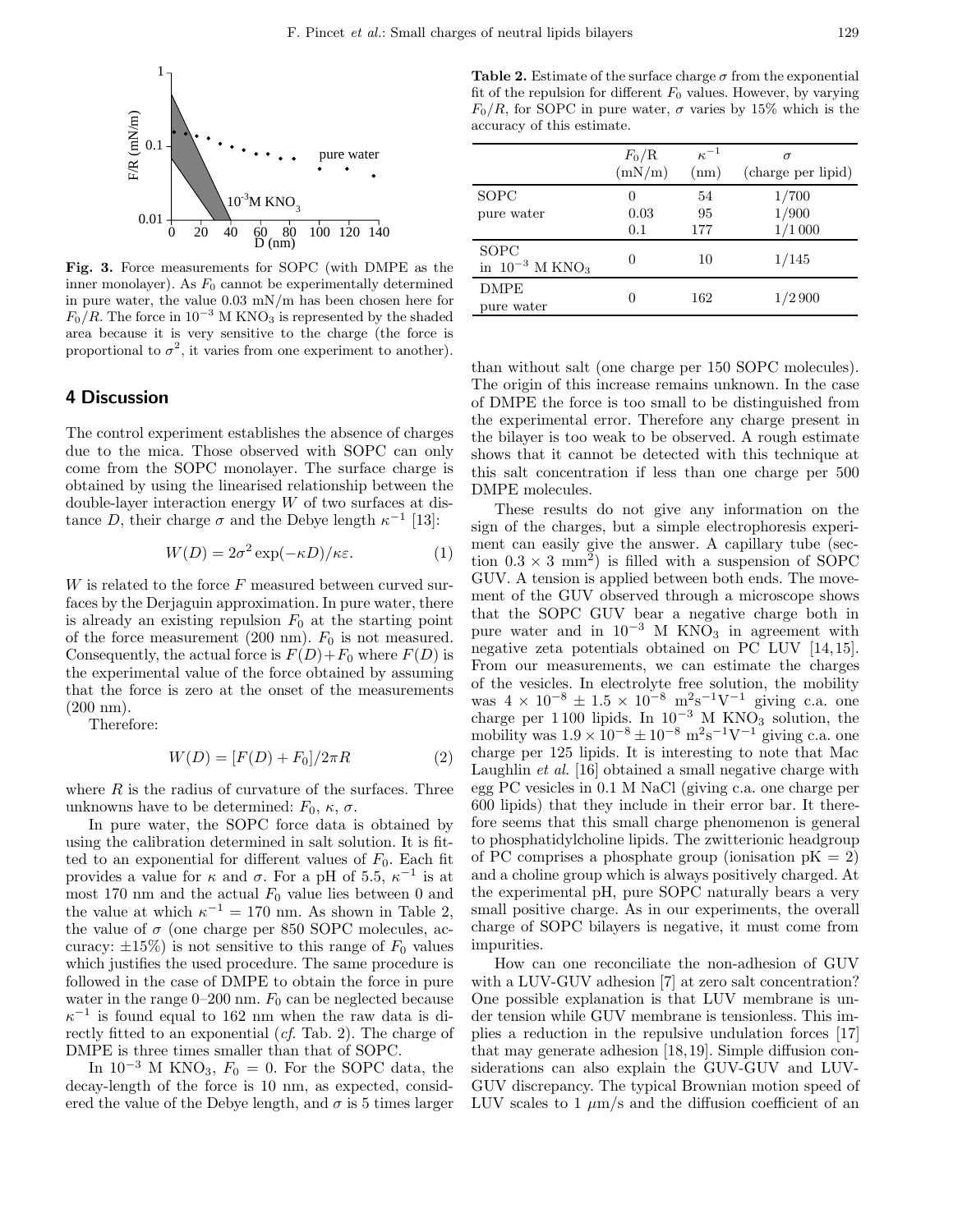**Fig. 3.** Force measurements for SOPC (with DMPE as the inner monolayer). As $F_0$ cannot be experimentally determined in pure water, the value 0.03 mN/m has been chosen here for $F_0/R$. The force in $10^{-3}$ M $KNO_3$ is represented by the shaded area because it is very sensitive to the charge (the force is proportional to $\sigma^2$, it varies from one experiment to another).

## 4 Discussion

The control experiment establishes the absence of charges due to the mica. Those observed with SOPC can only come from the SOPC monolayer. The surface charge is obtained by using the linearised relationship between the double-layer interaction energy $W$ of two surfaces at distance $D$, their charge $\sigma$ and the Debye length $\kappa^{-1}$ [13]:

$$W(D) = 2\sigma^2 \exp(-\kappa D)/\kappa\varepsilon. \quad (1)$$

$W$ is related to the force $F$ measured between curved surfaces by the Derjaguin approximation. In pure water, there is already an existing repulsion $F_0$ at the starting point of the force measurement (200 nm). $F_0$ is not measured. Consequently, the actual force is $F(D)+F_0$ where $F(D)$ is the experimental value of the force obtained by assuming that the force is zero at the onset of the measurements (200 nm).

Therefore:

$$W(D) = [F(D) + F_0]/2\pi R \quad (2)$$

where $R$ is the radius of curvature of the surfaces. Three unknowns have to be determined: $F_0$, $\kappa$, $\sigma$.

In pure water, the SOPC force data is obtained by using the calibration determined in salt solution. It is fitted to an exponential for different values of $F_0$. Each fit provides a value for $\kappa$ and $\sigma$. For a pH of 5.5, $\kappa^{-1}$ is at most 170 nm and the actual $F_0$ value lies between 0 and the value at which $\kappa^{-1} = 170$ nm. As shown in Table 2, the value of $\sigma$ (one charge per 850 SOPC molecules, accuracy: ±15%) is not sensitive to this range of $F_0$ values which justifies the used procedure. The same procedure is followed in the case of DMPE to obtain the force in pure water in the range 0–200 nm. $F_0$ can be neglected because $\kappa^{-1}$ is found equal to 162 nm when the raw data is directly fitted to an exponential (*cf.* Tab. 2). The charge of DMPE is three times smaller than that of SOPC.

In $10^{-3}$ M $KNO_3$, $F_0 = 0$. For the SOPC data, the decay-length of the force is 10 nm, as expected, considered the value of the Debye length, and $\sigma$ is 5 times larger than without salt (one charge per 150 SOPC molecules). The origin of this increase remains unknown. In the case of DMPE the force is too small to be distinguished from the experimental error. Therefore any charge present in the bilayer is too weak to be observed. A rough estimate shows that it cannot be detected with this technique at this salt concentration if less than one charge per 500 DMPE molecules.

**Table 2.** Estimate of the surface charge $\sigma$ from the exponential fit of the repulsion for different $F_0$ values. However, by varying $F_0/R$, for SOPC in pure water, $\sigma$ varies by 15% which is the accuracy of this estimate.

| | $F_0$/R (mN/m) | $\kappa^{-1}$ (nm) | $\sigma$ (charge per lipid) |
|---|---|---|---|
| SOPC pure water | 0 | 54 | 1/700 |
| | 0.03 | 95 | 1/900 |
| | 0.1 | 177 | 1/1 000 |
| SOPC in $10^{-3}$ M $KNO_3$ | 0 | 10 | 1/145 |
| DMPE pure water | 0 | 162 | 1/2 900 |

These results do not give any information on the sign of the charges, but a simple electrophoresis experiment can easily give the answer. A capillary tube (section $0.3 \times 3$ mm$^2$) is filled with a suspension of SOPC GUV. A tension is applied between both ends. The movement of the GUV observed through a microscope shows that the SOPC GUV bear a negative charge both in pure water and in $10^{-3}$ M $KNO_3$ in agreement with negative zeta potentials obtained on PC LUV [14,15]. From our measurements, we can estimate the charges of the vesicles. In electrolyte free solution, the mobility was $4 \times 10^{-8} \pm 1.5 \times 10^{-8}$ m$^2$s$^{-1}$V$^{-1}$ giving c.a. one charge per 1 100 lipids. In $10^{-3}$ M $KNO_3$ solution, the mobility was $1.9 \times 10^{-8} \pm 10^{-8}$ m$^2$s$^{-1}$V$^{-1}$ giving c.a. one charge per 125 lipids. It is interesting to note that Mac Laughlin *et al.* [16] obtained a small negative charge with egg PC vesicles in 0.1 M NaCl (giving c.a. one charge per 600 lipids) that they include in their error bar. It therefore seems that this small charge phenomenon is general to phosphatidylcholine lipids. The zwitterionic headgroup of PC comprises a phosphate group (ionisation pK = 2) and a choline group which is always positively charged. At the experimental pH, pure SOPC naturally bears a very small positive charge. As in our experiments, the overall charge of SOPC bilayers is negative, it must come from impurities.

How can one reconciliate the non-adhesion of GUV with a LUV-GUV adhesion [7] at zero salt concentration? One possible explanation is that LUV membrane is under tension while GUV membrane is tensionless. This implies a reduction in the repulsive undulation forces [17] that may generate adhesion [18,19]. Simple diffusion considerations can also explain the GUV-GUV and LUV-GUV discrepancy. The typical Brownian motion speed of LUV scales to 1 $\mu$m/s and the diffusion coefficient of an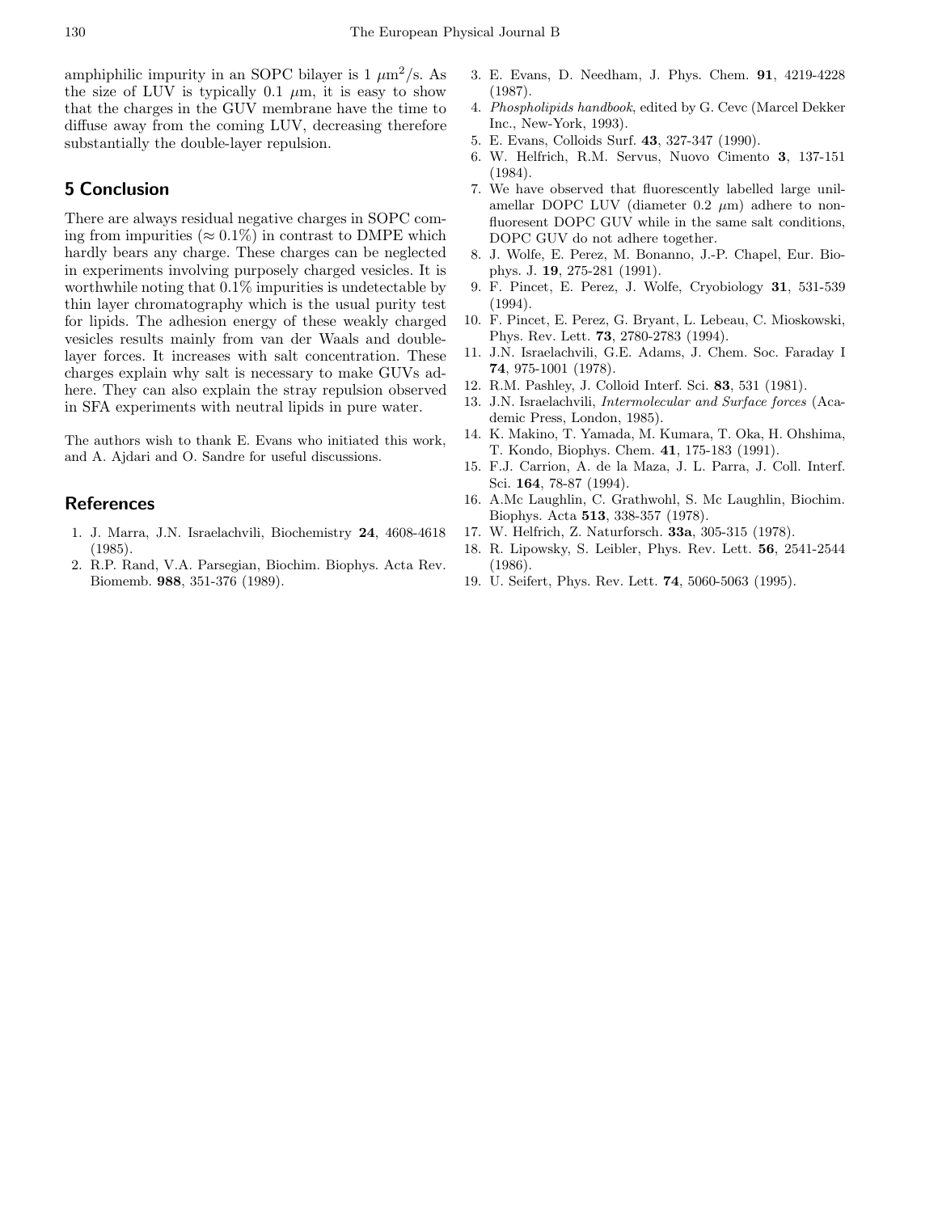amphiphilic impurity in an SOPC bilayer is 1 $\mu m^2/s$. As the size of LUV is typically 0.1 $\mu$m, it is easy to show that the charges in the GUV membrane have the time to diffuse away from the coming LUV, decreasing therefore substantially the double-layer repulsion.

## 5 Conclusion

There are always residual negative charges in SOPC coming from impurities ($\approx 0.1\%$) in contrast to DMPE which hardly bears any charge. These charges can be neglected in experiments involving purposely charged vesicles. It is worthwhile noting that 0.1% impurities is undetectable by thin layer chromatography which is the usual purity test for lipids. The adhesion energy of these weakly charged vesicles results mainly from van der Waals and double-layer forces. It increases with salt concentration. These charges explain why salt is necessary to make GUVs adhere. They can also explain the stray repulsion observed in SFA experiments with neutral lipids in pure water.

The authors wish to thank E. Evans who initiated this work, and A. Ajdari and O. Sandre for useful discussions.

## References

1. J. Marra, J.N. Israelachvili, Biochemistry **24**, 4608-4618 (1985).
2. R.P. Rand, V.A. Parsegian, Biochim. Biophys. Acta Rev. Biomemb. **988**, 351-376 (1989).
3. E. Evans, D. Needham, J. Phys. Chem. **91**, 4219-4228 (1987).
4. *Phospholipids handbook*, edited by G. Cevc (Marcel Dekker Inc., New-York, 1993).
5. E. Evans, Colloids Surf. **43**, 327-347 (1990).
6. W. Helfrich, R.M. Servus, Nuovo Cimento **3**, 137-151 (1984).
7. We have observed that fluorescently labelled large unilamellar DOPC LUV (diameter 0.2 $\mu$m) adhere to nonfluoresent DOPC GUV while in the same salt conditions, DOPC GUV do not adhere together.
8. J. Wolfe, E. Perez, M. Bonanno, J.-P. Chapel, Eur. Biophys. J. **19**, 275-281 (1991).
9. F. Pincet, E. Perez, J. Wolfe, Cryobiology **31**, 531-539 (1994).
10. F. Pincet, E. Perez, G. Bryant, L. Lebeau, C. Mioskowski, Phys. Rev. Lett. **73**, 2780-2783 (1994).
11. J.N. Israelachvili, G.E. Adams, J. Chem. Soc. Faraday I **74**, 975-1001 (1978).
12. R.M. Pashley, J. Colloid Interf. Sci. **83**, 531 (1981).
13. J.N. Israelachvili, *Intermolecular and Surface forces* (Academic Press, London, 1985).
14. K. Makino, T. Yamada, M. Kumara, T. Oka, H. Ohshima, T. Kondo, Biophys. Chem. **41**, 175-183 (1991).
15. F.J. Carrion, A. de la Maza, J. L. Parra, J. Coll. Interf. Sci. **164**, 78-87 (1994).
16. A.Mc Laughlin, C. Grathwohl, S. Mc Laughlin, Biochim. Biophys. Acta **513**, 338-357 (1978).
17. W. Helfrich, Z. Naturforsch. **33a**, 305-315 (1978).
18. R. Lipowsky, S. Leibler, Phys. Rev. Lett. **56**, 2541-2544 (1986).
19. U. Seifert, Phys. Rev. Lett. **74**, 5060-5063 (1995).